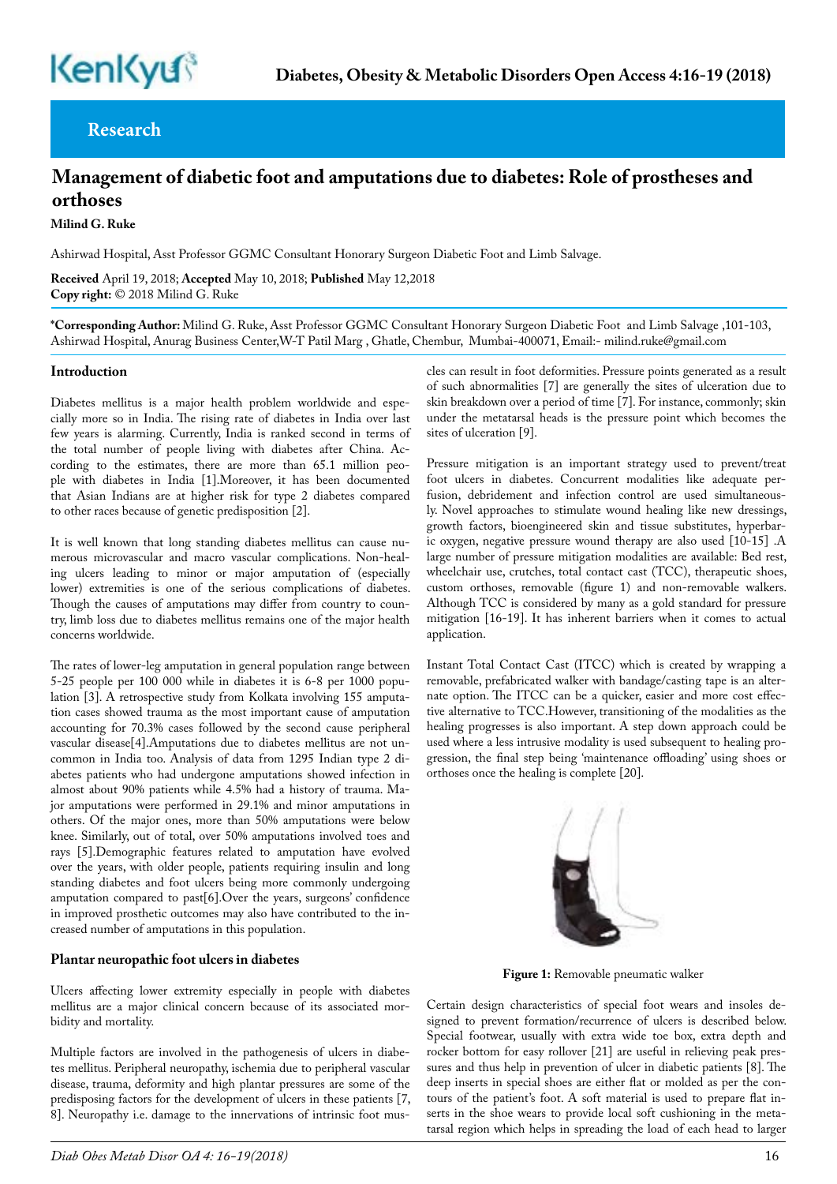Research

# Management of diabetic foot and amputations due to diabetes: Role of prostheses and orthoses

**Milind G. Ruke**

Ashirwad Hospital, Asst Professor GGMC Consultant Honorary Surgeon Diabetic Foot and Limb Salvage.

**Received** April 19, 2018; **Accepted** May 10, 2018; **Published** May 12,2018
**Copy right:** © 2018 Milind G. Ruke

***Corresponding Author:** Milind G. Ruke, Asst Professor GGMC Consultant Honorary Surgeon Diabetic Foot and Limb Salvage ,101-103, Ashirwad Hospital, Anurag Business Center,W-T Patil Marg , Ghatle, Chembur, Mumbai-400071, Email:- milind.ruke@gmail.com

## Introduction

Diabetes mellitus is a major health problem worldwide and especially more so in India. The rising rate of diabetes in India over last few years is alarming. Currently, India is ranked second in terms of the total number of people living with diabetes after China. According to the estimates, there are more than 65.1 million people with diabetes in India [1].Moreover, it has been documented that Asian Indians are at higher risk for type 2 diabetes compared to other races because of genetic predisposition [2].

It is well known that long standing diabetes mellitus can cause numerous microvascular and macro vascular complications. Non-healing ulcers leading to minor or major amputation of (especially lower) extremities is one of the serious complications of diabetes. Though the causes of amputations may differ from country to country, limb loss due to diabetes mellitus remains one of the major health concerns worldwide.

The rates of lower-leg amputation in general population range between 5-25 people per 100 000 while in diabetes it is 6-8 per 1000 population [3]. A retrospective study from Kolkata involving 155 amputation cases showed trauma as the most important cause of amputation accounting for 70.3% cases followed by the second cause peripheral vascular disease[4].Amputations due to diabetes mellitus are not uncommon in India too. Analysis of data from 1295 Indian type 2 diabetes patients who had undergone amputations showed infection in almost about 90% patients while 4.5% had a history of trauma. Major amputations were performed in 29.1% and minor amputations in others. Of the major ones, more than 50% amputations were below knee. Similarly, out of total, over 50% amputations involved toes and rays [5].Demographic features related to amputation have evolved over the years, with older people, patients requiring insulin and long standing diabetes and foot ulcers being more commonly undergoing amputation compared to past[6].Over the years, surgeons' confidence in improved prosthetic outcomes may also have contributed to the increased number of amputations in this population.

## Plantar neuropathic foot ulcers in diabetes

Ulcers affecting lower extremity especially in people with diabetes mellitus are a major clinical concern because of its associated morbidity and mortality.

Multiple factors are involved in the pathogenesis of ulcers in diabetes mellitus. Peripheral neuropathy, ischemia due to peripheral vascular disease, trauma, deformity and high plantar pressures are some of the predisposing factors for the development of ulcers in these patients [7, 8]. Neuropathy i.e. damage to the innervations of intrinsic foot muscles can result in foot deformities. Pressure points generated as a result of such abnormalities [7] are generally the sites of ulceration due to skin breakdown over a period of time [7]. For instance, commonly; skin under the metatarsal heads is the pressure point which becomes the sites of ulceration [9].

Pressure mitigation is an important strategy used to prevent/treat foot ulcers in diabetes. Concurrent modalities like adequate perfusion, debridement and infection control are used simultaneously. Novel approaches to stimulate wound healing like new dressings, growth factors, bioengineered skin and tissue substitutes, hyperbaric oxygen, negative pressure wound therapy are also used [10-15] .A large number of pressure mitigation modalities are available: Bed rest, wheelchair use, crutches, total contact cast (TCC), therapeutic shoes, custom orthoses, removable (figure 1) and non-removable walkers. Although TCC is considered by many as a gold standard for pressure mitigation [16-19]. It has inherent barriers when it comes to actual application.

Instant Total Contact Cast (ITCC) which is created by wrapping a removable, prefabricated walker with bandage/casting tape is an alternate option. The ITCC can be a quicker, easier and more cost effective alternative to TCC.However, transitioning of the modalities as the healing progresses is also important. A step down approach could be used where a less intrusive modality is used subsequent to healing progression, the final step being 'maintenance offloading' using shoes or orthoses once the healing is complete [20].

**Figure 1:** Removable pneumatic walker

Certain design characteristics of special foot wears and insoles designed to prevent formation/recurrence of ulcers is described below. Special footwear, usually with extra wide toe box, extra depth and rocker bottom for easy rollover [21] are useful in relieving peak pressures and thus help in prevention of ulcer in diabetic patients [8]. The deep inserts in special shoes are either flat or molded as per the contours of the patient's foot. A soft material is used to prepare flat inserts in the shoe wears to provide local soft cushioning in the metatarsal region which helps in spreading the load of each head to larger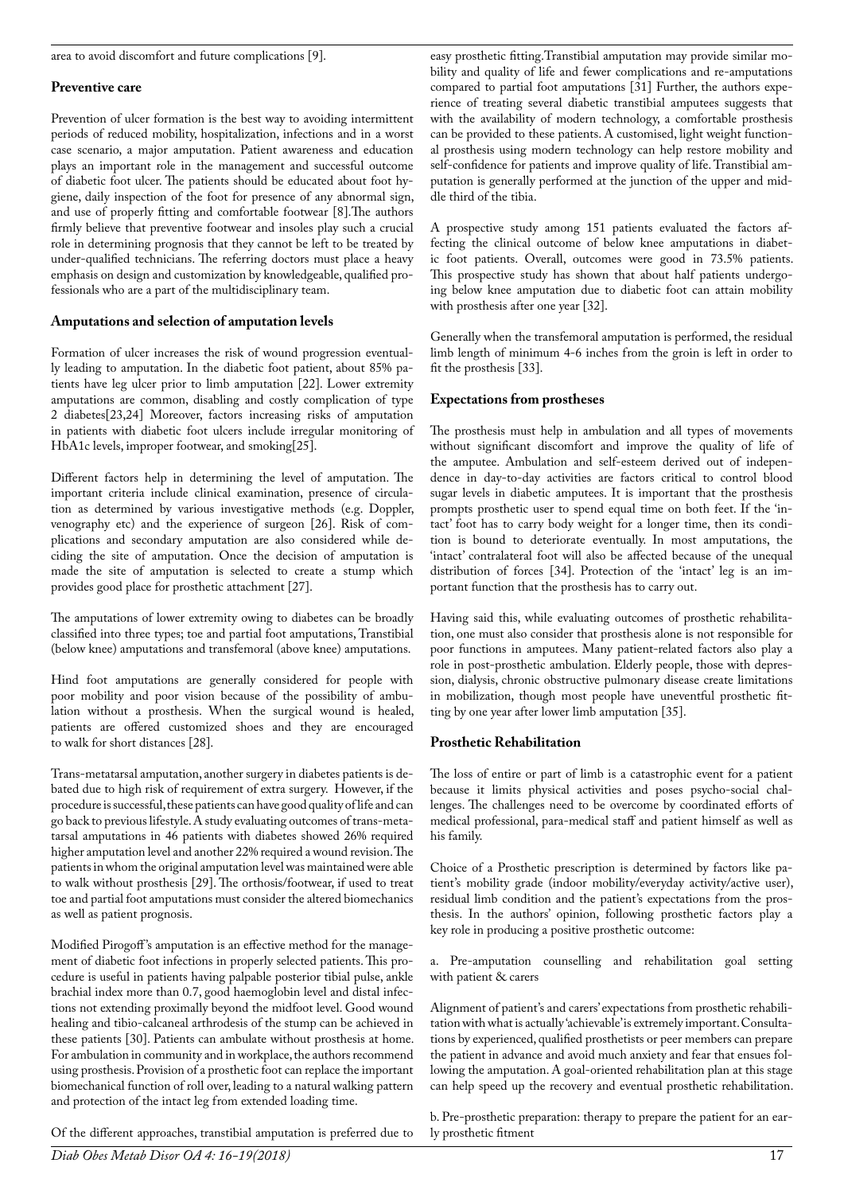area to avoid discomfort and future complications [9].

### Preventive care

Prevention of ulcer formation is the best way to avoiding intermittent periods of reduced mobility, hospitalization, infections and in a worst case scenario, a major amputation. Patient awareness and education plays an important role in the management and successful outcome of diabetic foot ulcer. The patients should be educated about foot hygiene, daily inspection of the foot for presence of any abnormal sign, and use of properly fitting and comfortable footwear [8].The authors firmly believe that preventive footwear and insoles play such a crucial role in determining prognosis that they cannot be left to be treated by under-qualified technicians. The referring doctors must place a heavy emphasis on design and customization by knowledgeable, qualified professionals who are a part of the multidisciplinary team.

### Amputations and selection of amputation levels

Formation of ulcer increases the risk of wound progression eventually leading to amputation. In the diabetic foot patient, about 85% patients have leg ulcer prior to limb amputation [22]. Lower extremity amputations are common, disabling and costly complication of type 2 diabetes[23,24] Moreover, factors increasing risks of amputation in patients with diabetic foot ulcers include irregular monitoring of HbA1c levels, improper footwear, and smoking[25].

Different factors help in determining the level of amputation. The important criteria include clinical examination, presence of circulation as determined by various investigative methods (e.g. Doppler, venography etc) and the experience of surgeon [26]. Risk of complications and secondary amputation are also considered while deciding the site of amputation. Once the decision of amputation is made the site of amputation is selected to create a stump which provides good place for prosthetic attachment [27].

The amputations of lower extremity owing to diabetes can be broadly classified into three types; toe and partial foot amputations, Transtibial (below knee) amputations and transfemoral (above knee) amputations.

Hind foot amputations are generally considered for people with poor mobility and poor vision because of the possibility of ambulation without a prosthesis. When the surgical wound is healed, patients are offered customized shoes and they are encouraged to walk for short distances [28].

Trans-metatarsal amputation, another surgery in diabetes patients is debated due to high risk of requirement of extra surgery. However, if the procedure is successful, these patients can have good quality of life and can go back to previous lifestyle. A study evaluating outcomes of trans-metatarsal amputations in 46 patients with diabetes showed 26% required higher amputation level and another 22% required a wound revision. The patients in whom the original amputation level was maintained were able to walk without prosthesis [29]. The orthosis/footwear, if used to treat toe and partial foot amputations must consider the altered biomechanics as well as patient prognosis.

Modified Pirogoff's amputation is an effective method for the management of diabetic foot infections in properly selected patients. This procedure is useful in patients having palpable posterior tibial pulse, ankle brachial index more than 0.7, good haemoglobin level and distal infections not extending proximally beyond the midfoot level. Good wound healing and tibio-calcaneal arthrodesis of the stump can be achieved in these patients [30]. Patients can ambulate without prosthesis at home. For ambulation in community and in workplace, the authors recommend using prosthesis. Provision of a prosthetic foot can replace the important biomechanical function of roll over, leading to a natural walking pattern and protection of the intact leg from extended loading time.

Of the different approaches, transtibial amputation is preferred due to easy prosthetic fitting. Transtibial amputation may provide similar mobility and quality of life and fewer complications and re-amputations compared to partial foot amputations [31] Further, the authors experience of treating several diabetic transtibial amputees suggests that with the availability of modern technology, a comfortable prosthesis can be provided to these patients. A customised, light weight functional prosthesis using modern technology can help restore mobility and self-confidence for patients and improve quality of life. Transtibial amputation is generally performed at the junction of the upper and middle third of the tibia.

A prospective study among 151 patients evaluated the factors affecting the clinical outcome of below knee amputations in diabetic foot patients. Overall, outcomes were good in 73.5% patients. This prospective study has shown that about half patients undergoing below knee amputation due to diabetic foot can attain mobility with prosthesis after one year [32].

Generally when the transfemoral amputation is performed, the residual limb length of minimum 4-6 inches from the groin is left in order to fit the prosthesis [33].

### Expectations from prostheses

The prosthesis must help in ambulation and all types of movements without significant discomfort and improve the quality of life of the amputee. Ambulation and self-esteem derived out of independence in day-to-day activities are factors critical to control blood sugar levels in diabetic amputees. It is important that the prosthesis prompts prosthetic user to spend equal time on both feet. If the 'intact' foot has to carry body weight for a longer time, then its condition is bound to deteriorate eventually. In most amputations, the 'intact' contralateral foot will also be affected because of the unequal distribution of forces [34]. Protection of the 'intact' leg is an important function that the prosthesis has to carry out.

Having said this, while evaluating outcomes of prosthetic rehabilitation, one must also consider that prosthesis alone is not responsible for poor functions in amputees. Many patient-related factors also play a role in post-prosthetic ambulation. Elderly people, those with depression, dialysis, chronic obstructive pulmonary disease create limitations in mobilization, though most people have uneventful prosthetic fitting by one year after lower limb amputation [35].

### Prosthetic Rehabilitation

The loss of entire or part of limb is a catastrophic event for a patient because it limits physical activities and poses psycho-social challenges. The challenges need to be overcome by coordinated efforts of medical professional, para-medical staff and patient himself as well as his family.

Choice of a Prosthetic prescription is determined by factors like patient's mobility grade (indoor mobility/everyday activity/active user), residual limb condition and the patient's expectations from the prosthesis. In the authors' opinion, following prosthetic factors play a key role in producing a positive prosthetic outcome:

a. Pre-amputation counselling and rehabilitation goal setting with patient & carers

Alignment of patient's and carers' expectations from prosthetic rehabilitation with what is actually 'achievable' is extremely important. Consultations by experienced, qualified prosthetists or peer members can prepare the patient in advance and avoid much anxiety and fear that ensues following the amputation. A goal-oriented rehabilitation plan at this stage can help speed up the recovery and eventual prosthetic rehabilitation.

b. Pre-prosthetic preparation: therapy to prepare the patient for an early prosthetic fitment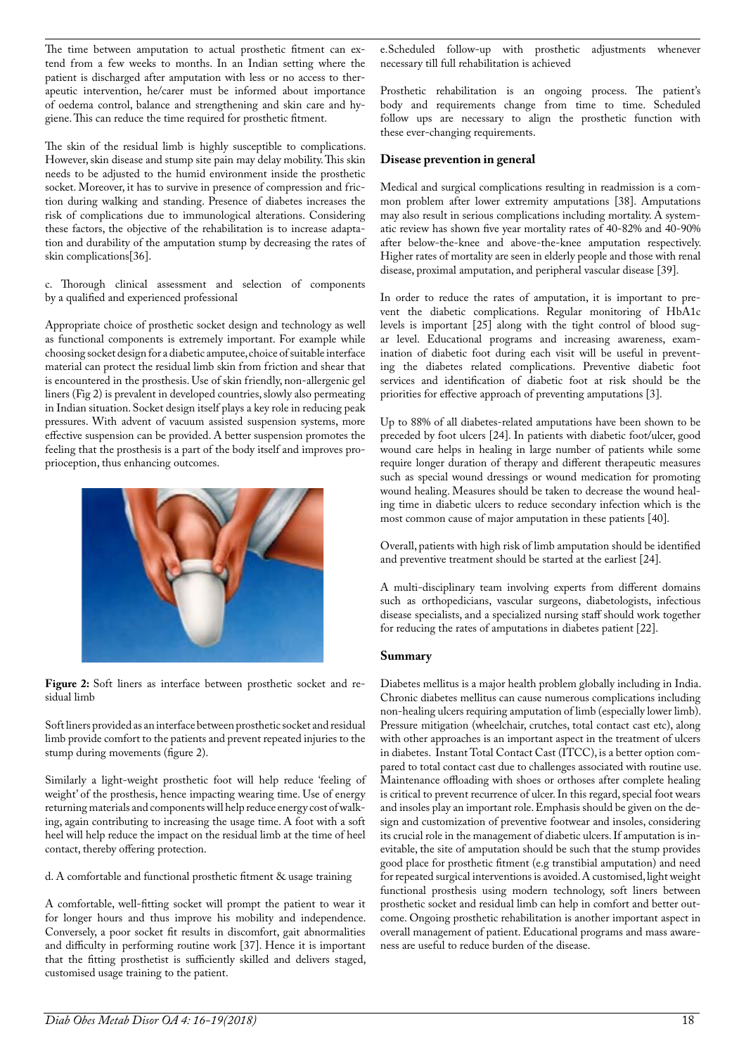The time between amputation to actual prosthetic fitment can extend from a few weeks to months. In an Indian setting where the patient is discharged after amputation with less or no access to therapeutic intervention, he/carer must be informed about importance of oedema control, balance and strengthening and skin care and hygiene. This can reduce the time required for prosthetic fitment.

The skin of the residual limb is highly susceptible to complications. However, skin disease and stump site pain may delay mobility. This skin needs to be adjusted to the humid environment inside the prosthetic socket. Moreover, it has to survive in presence of compression and friction during walking and standing. Presence of diabetes increases the risk of complications due to immunological alterations. Considering these factors, the objective of the rehabilitation is to increase adaptation and durability of the amputation stump by decreasing the rates of skin complications[36].

c. Thorough clinical assessment and selection of components by a qualified and experienced professional

Appropriate choice of prosthetic socket design and technology as well as functional components is extremely important. For example while choosing socket design for a diabetic amputee, choice of suitable interface material can protect the residual limb skin from friction and shear that is encountered in the prosthesis. Use of skin friendly, non-allergenic gel liners (Fig 2) is prevalent in developed countries, slowly also permeating in Indian situation. Socket design itself plays a key role in reducing peak pressures. With advent of vacuum assisted suspension systems, more effective suspension can be provided. A better suspension promotes the feeling that the prosthesis is a part of the body itself and improves proprioception, thus enhancing outcomes.

**Figure 2:** Soft liners as interface between prosthetic socket and residual limb

Soft liners provided as an interface between prosthetic socket and residual limb provide comfort to the patients and prevent repeated injuries to the stump during movements (figure 2).

Similarly a light-weight prosthetic foot will help reduce 'feeling of weight' of the prosthesis, hence impacting wearing time. Use of energy returning materials and components will help reduce energy cost of walking, again contributing to increasing the usage time. A foot with a soft heel will help reduce the impact on the residual limb at the time of heel contact, thereby offering protection.

d. A comfortable and functional prosthetic fitment & usage training

A comfortable, well-fitting socket will prompt the patient to wear it for longer hours and thus improve his mobility and independence. Conversely, a poor socket fit results in discomfort, gait abnormalities and difficulty in performing routine work [37]. Hence it is important that the fitting prosthetist is sufficiently skilled and delivers staged, customised usage training to the patient.

e. Scheduled follow-up with prosthetic adjustments whenever necessary till full rehabilitation is achieved

Prosthetic rehabilitation is an ongoing process. The patient's body and requirements change from time to time. Scheduled follow ups are necessary to align the prosthetic function with these ever-changing requirements.

### Disease prevention in general

Medical and surgical complications resulting in readmission is a common problem after lower extremity amputations [38]. Amputations may also result in serious complications including mortality. A systematic review has shown five year mortality rates of 40-82% and 40-90% after below-the-knee and above-the-knee amputation respectively. Higher rates of mortality are seen in elderly people and those with renal disease, proximal amputation, and peripheral vascular disease [39].

In order to reduce the rates of amputation, it is important to prevent the diabetic complications. Regular monitoring of HbA1c levels is important [25] along with the tight control of blood sugar level. Educational programs and increasing awareness, examination of diabetic foot during each visit will be useful in preventing the diabetes related complications. Preventive diabetic foot services and identification of diabetic foot at risk should be the priorities for effective approach of preventing amputations [3].

Up to 88% of all diabetes-related amputations have been shown to be preceded by foot ulcers [24]. In patients with diabetic foot/ulcer, good wound care helps in healing in large number of patients while some require longer duration of therapy and different therapeutic measures such as special wound dressings or wound medication for promoting wound healing. Measures should be taken to decrease the wound healing time in diabetic ulcers to reduce secondary infection which is the most common cause of major amputation in these patients [40].

Overall, patients with high risk of limb amputation should be identified and preventive treatment should be started at the earliest [24].

A multi-disciplinary team involving experts from different domains such as orthopedicians, vascular surgeons, diabetologists, infectious disease specialists, and a specialized nursing staff should work together for reducing the rates of amputations in diabetes patient [22].

### Summary

Diabetes mellitus is a major health problem globally including in India. Chronic diabetes mellitus can cause numerous complications including non-healing ulcers requiring amputation of limb (especially lower limb). Pressure mitigation (wheelchair, crutches, total contact cast etc), along with other approaches is an important aspect in the treatment of ulcers in diabetes. Instant Total Contact Cast (ITCC), is a better option compared to total contact cast due to challenges associated with routine use. Maintenance offloading with shoes or orthoses after complete healing is critical to prevent recurrence of ulcer. In this regard, special foot wears and insoles play an important role. Emphasis should be given on the design and customization of preventive footwear and insoles, considering its crucial role in the management of diabetic ulcers. If amputation is inevitable, the site of amputation should be such that the stump provides good place for prosthetic fitment (e.g transtibial amputation) and need for repeated surgical interventions is avoided. A customised, light weight functional prosthesis using modern technology, soft liners between prosthetic socket and residual limb can help in comfort and better outcome. Ongoing prosthetic rehabilitation is another important aspect in overall management of patient. Educational programs and mass awareness are useful to reduce burden of the disease.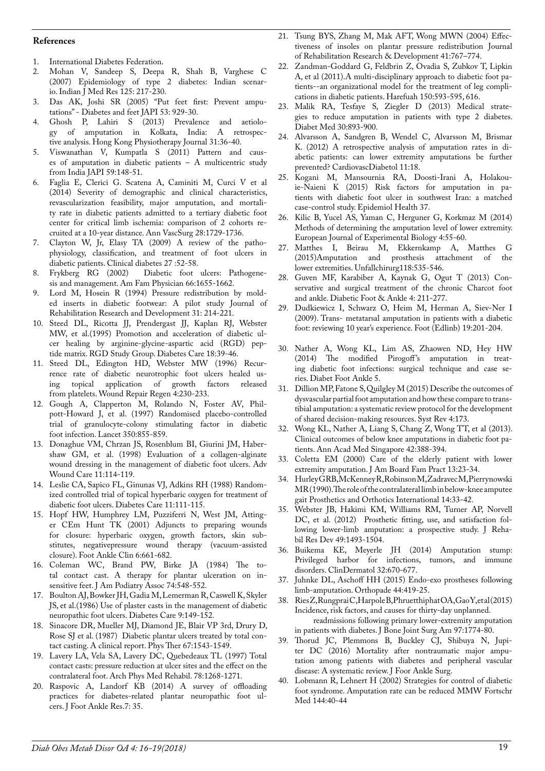### References

1. International Diabetes Federation.
2. Mohan V, Sandeep S, Deepa R, Shah B, Varghese C (2007) Epidemiology of type 2 diabetes: Indian scenario. Indian J Med Res 125: 217-230.
3. Das AK, Joshi SR (2005) "Put feet first: Prevent amputations" - Diabetes and feet JAPI 53: 929-30.
4. Ghosh P, Lahiri S (2013) Prevalence and aetiology of amputation in Kolkata, India: A retrospective analysis. Hong Kong Physiotherapy Journal 31:36-40.
5. Viswanathan V, Kumpatla S (2011) Pattern and causes of amputation in diabetic patients – A multicentric study from India JAPI 59:148-51.
6. Faglia E, Clerici G. Scatena A, Caminiti M, Curci V et al (2014) Severity of demographic and clinical characteristics, revascularization feasibility, major amputation, and mortality rate in diabetic patients admitted to a tertiary diabetic foot center for critical limb ischemia: comparison of 2 cohorts recruited at a 10-year distance. Ann VascSurg 28:1729-1736.
7. Clayton W, Jr, Elasy TA (2009) A review of the pathophysiology, classification, and treatment of foot ulcers in diabetic patients. Clinical diabetes 27 :52-58.
8. Frykberg RG (2002) Diabetic foot ulcers: Pathogenesis and management. Am Fam Physician 66:1655-1662.
9. Lord M, Hosein R (1994) Pressure redistribution by molded inserts in diabetic footwear: A pilot study Journal of Rehabilitation Research and Development 31: 214-221.
10. Steed DL, Ricotta JJ, Prendergast JJ, Kaplan RJ, Webster MW, et al.(1995) Promotion and acceleration of diabetic ulcer healing by arginine-glycine-aspartic acid (RGD) peptide matrix. RGD Study Group. Diabetes Care 18:39-46.
11. Steed DL, Edington HD, Webster MW (1996) Recurrence rate of diabetic neurotrophic foot ulcers healed using topical application of growth factors released from platelets. Wound Repair Regen 4:230-233.
12. Gough A, Clapperton M, Rolando N, Foster AV, Philpott-Howard J, et al. (1997) Randomised placebo-controlled trial of granulocyte-colony stimulating factor in diabetic foot infection. Lancet 350:855-859.
13. Donaghue VM, Chrzan JS, Rosenblum BI, Giurini JM, Habershaw GM, et al. (1998) Evaluation of a collagen-alginate wound dressing in the management of diabetic foot ulcers. Adv Wound Care 11:114-119.
14. Leslie CA, Sapico FL, Ginunas VJ, Adkins RH (1988) Randomized controlled trial of topical hyperbaric oxygen for treatment of diabetic foot ulcers. Diabetes Care 11:111-115.
15. Hopf HW, Humphrey LM, Puzziferri N, West JM, Attinger CEm Hunt TK (2001) Adjuncts to preparing wounds for closure: hyperbaric oxygen, growth factors, skin substitutes, negativepressure wound therapy (vacuum-assisted closure). Foot Ankle Clin 6:661-682.
16. Coleman WC, Brand PW, Birke JA (1984) The total contact cast. A therapy for plantar ulceration on insensitive feet. J Am Podiatry Assoc 74:548-552.
17. Boulton AJ, Bowker JH, Gadia M, Lemerman R, Caswell K, Skyler JS, et al.(1986) Use of plaster casts in the management of diabetic neuropathic foot ulcers. Diabetes Care 9:149-152.
18. Sinacore DR, Mueller MJ, Diamond JE, Blair VP 3rd, Drury D, Rose SJ et al. (1987) Diabetic plantar ulcers treated by total contact casting. A clinical report. Phys Ther 67:1543-1549.
19. Lavery LA, Vela SA, Lavery DC, Quebedeaux TL (1997) Total contact casts: pressure reduction at ulcer sites and the effect on the contralateral foot. Arch Phys Med Rehabil. 78:1268-1271.
20. Raspovic A, Landorf KB (2014) A survey of offloading practices for diabetes-related plantar neuropathic foot ulcers. J Foot Ankle Res.7: 35.
21. Tsung BYS, Zhang M, Mak AFT, Wong MWN (2004) Effectiveness of insoles on plantar pressure redistribution Journal of Rehabilitation Research & Development 41:767–774.
22. Zandman-Goddard G, Feldbrin Z, Ovadia S, Zubkov T, Lipkin A, et al (2011).A multi-disciplinary approach to diabetic foot patients--an organizational model for the treatment of leg complications in diabetic patients. Harefuah 150:593-595, 616.
23. Malik RA, Tesfaye S, Ziegler D (2013) Medical strategies to reduce amputation in patients with type 2 diabetes. Diabet Med 30:893-900.
24. Alvarsson A, Sandgren B, Wendel C, Alvarsson M, Brismar K. (2012) A retrospective analysis of amputation rates in diabetic patients: can lower extremity amputations be further prevented? CardiovascDiabetol 11:18.
25. Kogani M, Mansournia RA, Doosti-Irani A, Holakouie-Naieni K (2015) Risk factors for amputation in patients with diabetic foot ulcer in southwest Iran: a matched case-control study. Epidemiol Health 37.
26. Kilic B, Yucel AS, Yaman C, Herguner G, Korkmaz M (2014) Methods of determining the amputation level of lower extremity. European Journal of Experimental Biology 4:55-60.
27. Matthes I, Beirau M, Ekkernkamp A, Matthes G (2015)Amputation and prosthesis attachment of the lower extremities. Unfallchirurg118:535-546.
28. Guven MF, Karabiber A, Kaynak G, Ogut T (2013) Conservative and surgical treatment of the chronic Charcot foot and ankle. Diabetic Foot & Ankle 4: 211-277.
29. Dudkiewicz I, Schwarz O, Heim M, Herman A, Siev-Ner I (2009). Trans- metatarsal amputation in patients with a diabetic foot: reviewing 10 year's experience. Foot (Edlinb) 19:201-204.
30. Nather A, Wong KL, Lim AS, Zhaowen ND, Hey HW (2014) The modified Pirogoff's amputation in treating diabetic foot infections: surgical technique and case series. Diabet Foot Ankle 5.
31. Dillion MP, Fatone S, Quilgley M (2015) Describe the outcomes of dysvascular partial foot amputation and how these compare to transtibial amputation: a systematic review protocol for the development of shared decision-making resources. Syst Rev 4:173.
32. Wong KL, Nather A, Liang S, Chang Z, Wong TT, et al (2013). Clinical outcomes of below knee amputations in diabetic foot patients. Ann Acad Med Singapore 42:388-394.
33. Coletta EM (2000) Care of the elderly patient with lower extremity amputation. J Am Board Fam Pract 13:23-34.
34. Hurley GRB, McKenney R, Robinson M, Zadravec M, Pierrynowski MR (1990).The role of the contralateral limb in below-knee amputee gait Prosthetics and Orthotics International 14:33-42.
35. Webster JB, Hakimi KM, Williams RM, Turner AP, Norvell DC, et al. (2012) Prosthetic fitting, use, and satisfaction following lower-limb amputation: a prospective study. J Rehabil Res Dev 49:1493-1504.
36. Buikema KE, Meyerle JH (2014) Amputation stump: Privileged harbor for infections, tumors, and immune disorders. ClinDermatol 32:670-677.
37. Juhnke DL, Aschoff HH (2015) Endo-exo prostheses following limb-amputation. Orthopade 44:419-25.
38. Ries Z, Rungprai C, Harpole B, Phruetthiphat OA, Gao Y, et al (2015) Incidence, risk factors, and causes for thirty-day unplanned. readmissions following primary lower-extremity amputation in patients with diabetes. J Bone Joint Surg Am 97:1774-80.
39. Thorud JC, Plemmons B, Buckley CJ, Shibuya N, Jupiter DC (2016) Mortality after nontraumatic major amputation among patients with diabetes and peripheral vascular disease: A systematic review. J Foor Ankle Surg.
40. Lobmann R, Lehnert H (2002) Strategies for control of diabetic foot syndrome. Amputation rate can be reduced MMW Fortschr Med 144:40-44